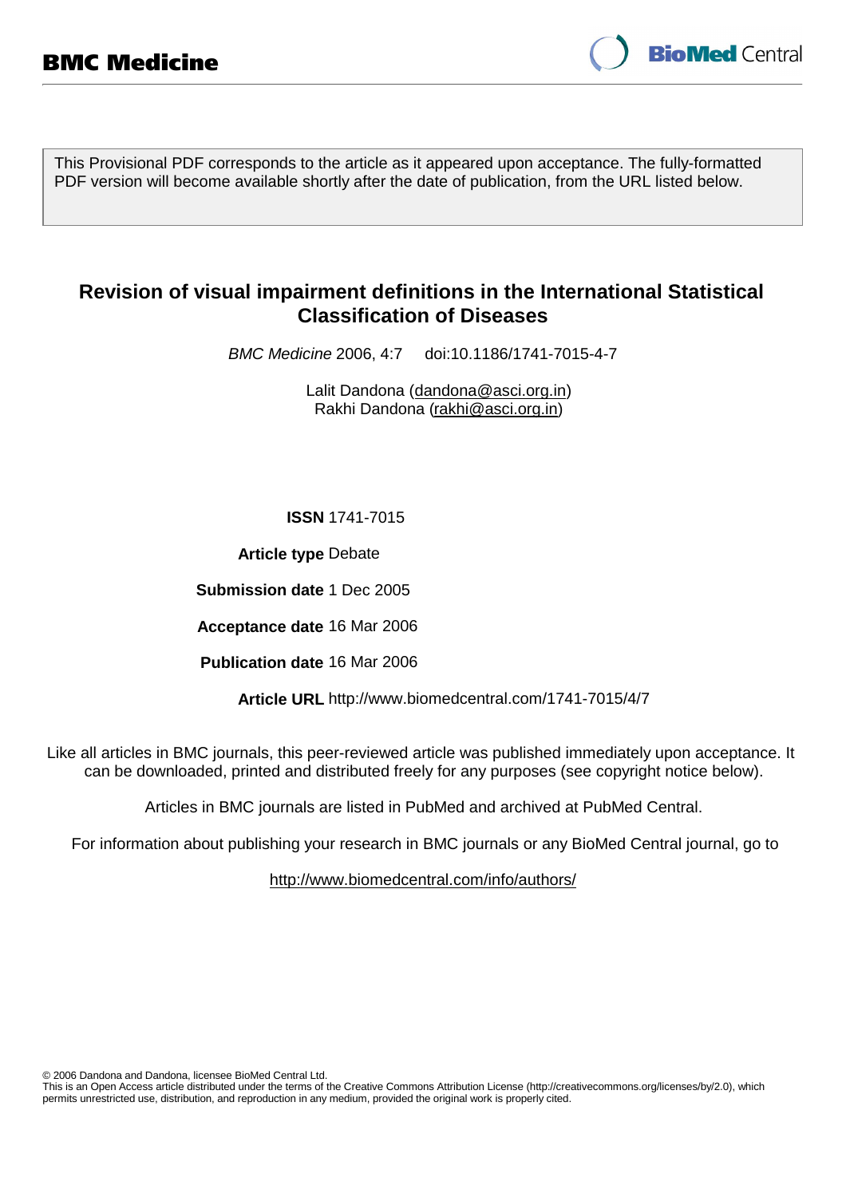# BMC Medicine

This Provisional PDF corresponds to the article as it appeared upon acceptance. The fully-formatted PDF version will become available shortly after the date of publication, from the URL listed below.

## Revision of visual impairment definitions in the International Statistical Classification of Diseases

*BMC Medicine* 2006, 4:7 doi:10.1186/1741-7015-4-7

Lalit Dandona (dandona@asci.org.in)
Rakhi Dandona (rakhi@asci.org.in)

**ISSN** 1741-7015

**Article type** Debate

**Submission date** 1 Dec 2005

**Acceptance date** 16 Mar 2006

**Publication date** 16 Mar 2006

**Article URL** http://www.biomedcentral.com/1741-7015/4/7

Like all articles in BMC journals, this peer-reviewed article was published immediately upon acceptance. It can be downloaded, printed and distributed freely for any purposes (see copyright notice below).

Articles in BMC journals are listed in PubMed and archived at PubMed Central.

For information about publishing your research in BMC journals or any BioMed Central journal, go to

http://www.biomedcentral.com/info/authors/

© 2006 Dandona and Dandona, licensee BioMed Central Ltd.
This is an Open Access article distributed under the terms of the Creative Commons Attribution License (http://creativecommons.org/licenses/by/2.0), which permits unrestricted use, distribution, and reproduction in any medium, provided the original work is properly cited.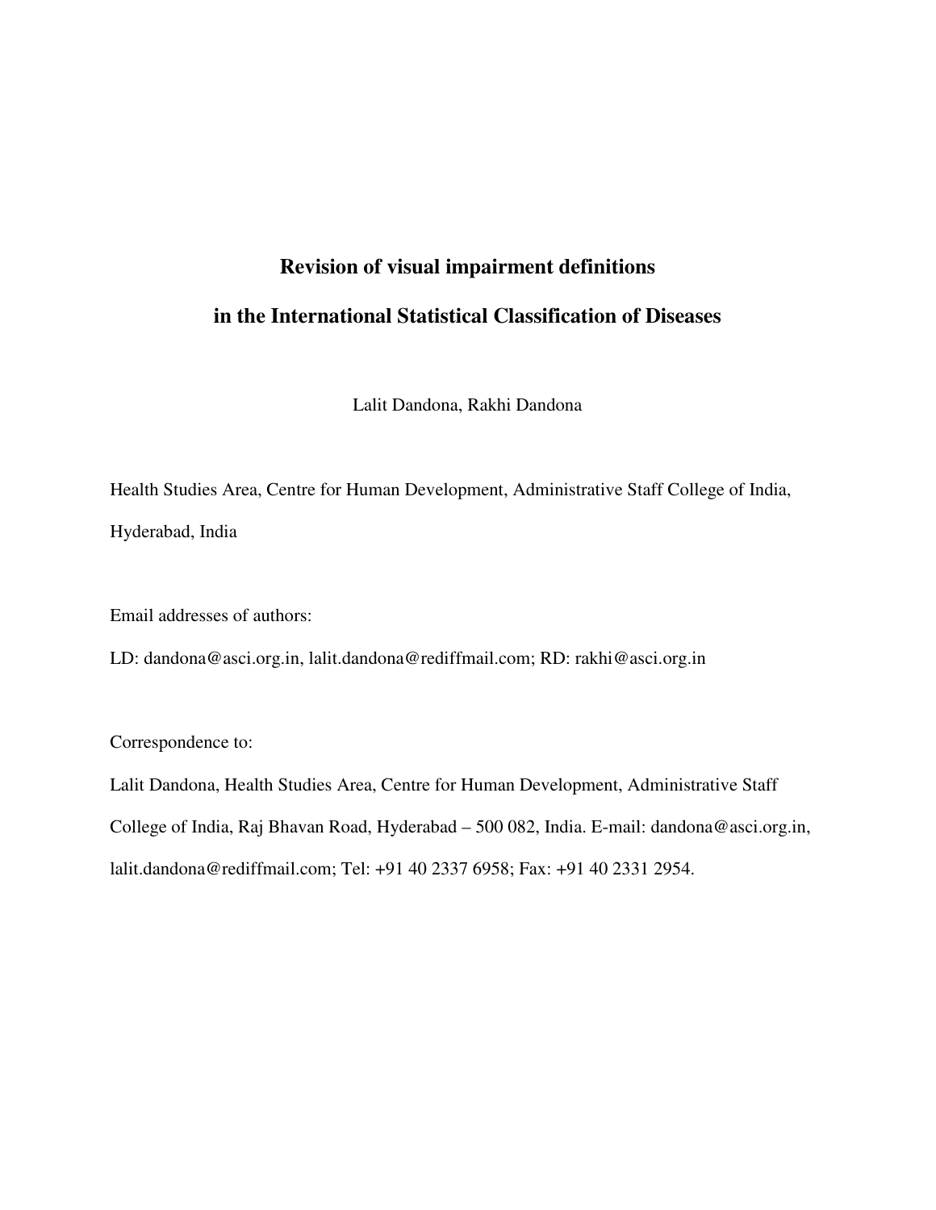# Revision of visual impairment definitions in the International Statistical Classification of Diseases

Lalit Dandona, Rakhi Dandona

Health Studies Area, Centre for Human Development, Administrative Staff College of India, Hyderabad, India

Email addresses of authors:

LD: dandona@asci.org.in, lalit.dandona@rediffmail.com; RD: rakhi@asci.org.in

Correspondence to:

Lalit Dandona, Health Studies Area, Centre for Human Development, Administrative Staff College of India, Raj Bhavan Road, Hyderabad – 500 082, India. E-mail: dandona@asci.org.in, lalit.dandona@rediffmail.com; Tel: +91 40 2337 6958; Fax: +91 40 2331 2954.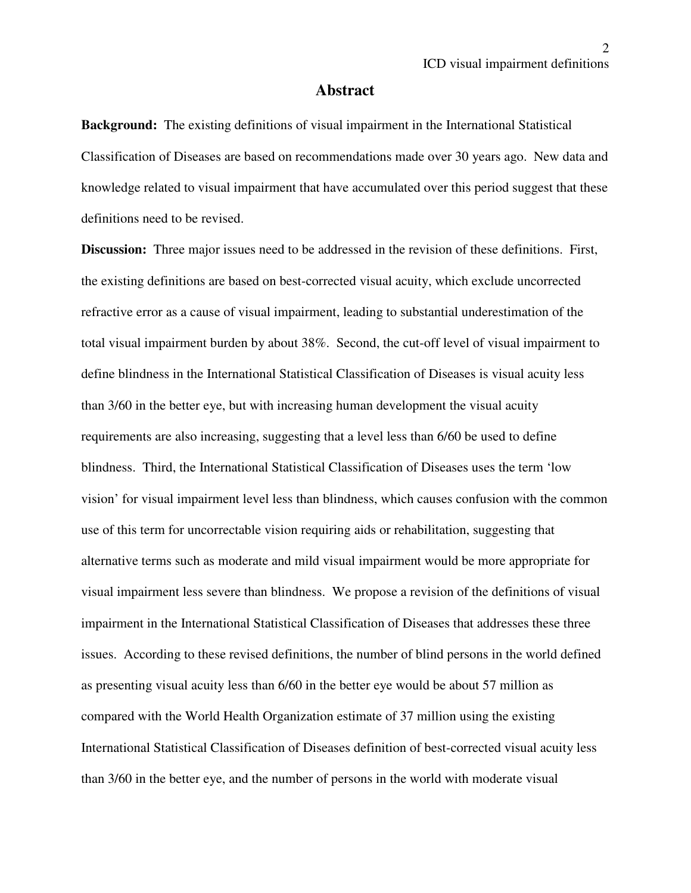## Abstract

**Background:** The existing definitions of visual impairment in the International Statistical Classification of Diseases are based on recommendations made over 30 years ago. New data and knowledge related to visual impairment that have accumulated over this period suggest that these definitions need to be revised.

**Discussion:** Three major issues need to be addressed in the revision of these definitions. First, the existing definitions are based on best-corrected visual acuity, which exclude uncorrected refractive error as a cause of visual impairment, leading to substantial underestimation of the total visual impairment burden by about 38%. Second, the cut-off level of visual impairment to define blindness in the International Statistical Classification of Diseases is visual acuity less than 3/60 in the better eye, but with increasing human development the visual acuity requirements are also increasing, suggesting that a level less than 6/60 be used to define blindness. Third, the International Statistical Classification of Diseases uses the term 'low vision' for visual impairment level less than blindness, which causes confusion with the common use of this term for uncorrectable vision requiring aids or rehabilitation, suggesting that alternative terms such as moderate and mild visual impairment would be more appropriate for visual impairment less severe than blindness. We propose a revision of the definitions of visual impairment in the International Statistical Classification of Diseases that addresses these three issues. According to these revised definitions, the number of blind persons in the world defined as presenting visual acuity less than 6/60 in the better eye would be about 57 million as compared with the World Health Organization estimate of 37 million using the existing International Statistical Classification of Diseases definition of best-corrected visual acuity less than 3/60 in the better eye, and the number of persons in the world with moderate visual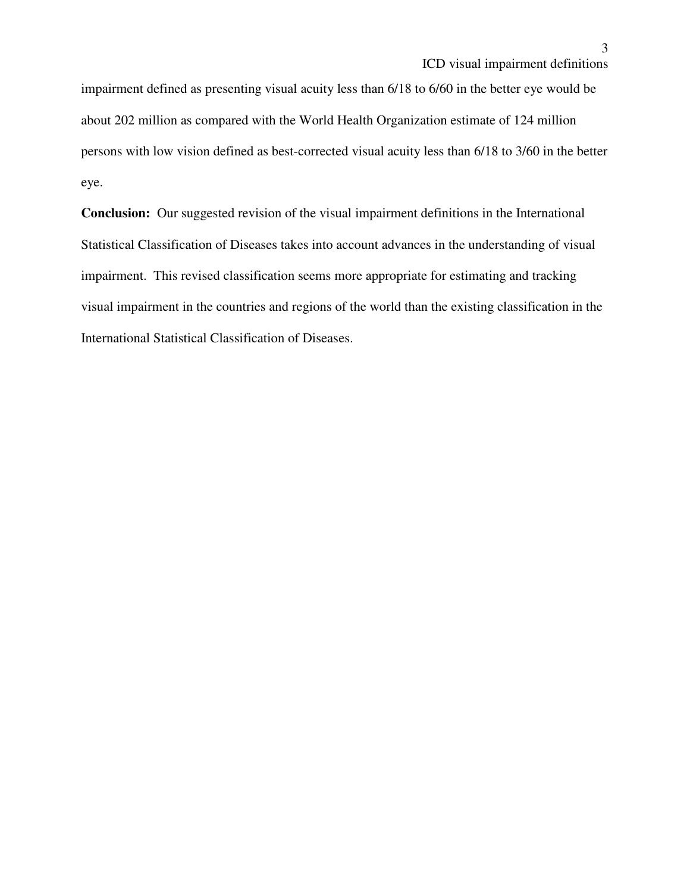impairment defined as presenting visual acuity less than 6/18 to 6/60 in the better eye would be about 202 million as compared with the World Health Organization estimate of 124 million persons with low vision defined as best-corrected visual acuity less than 6/18 to 3/60 in the better eye.

**Conclusion:** Our suggested revision of the visual impairment definitions in the International Statistical Classification of Diseases takes into account advances in the understanding of visual impairment. This revised classification seems more appropriate for estimating and tracking visual impairment in the countries and regions of the world than the existing classification in the International Statistical Classification of Diseases.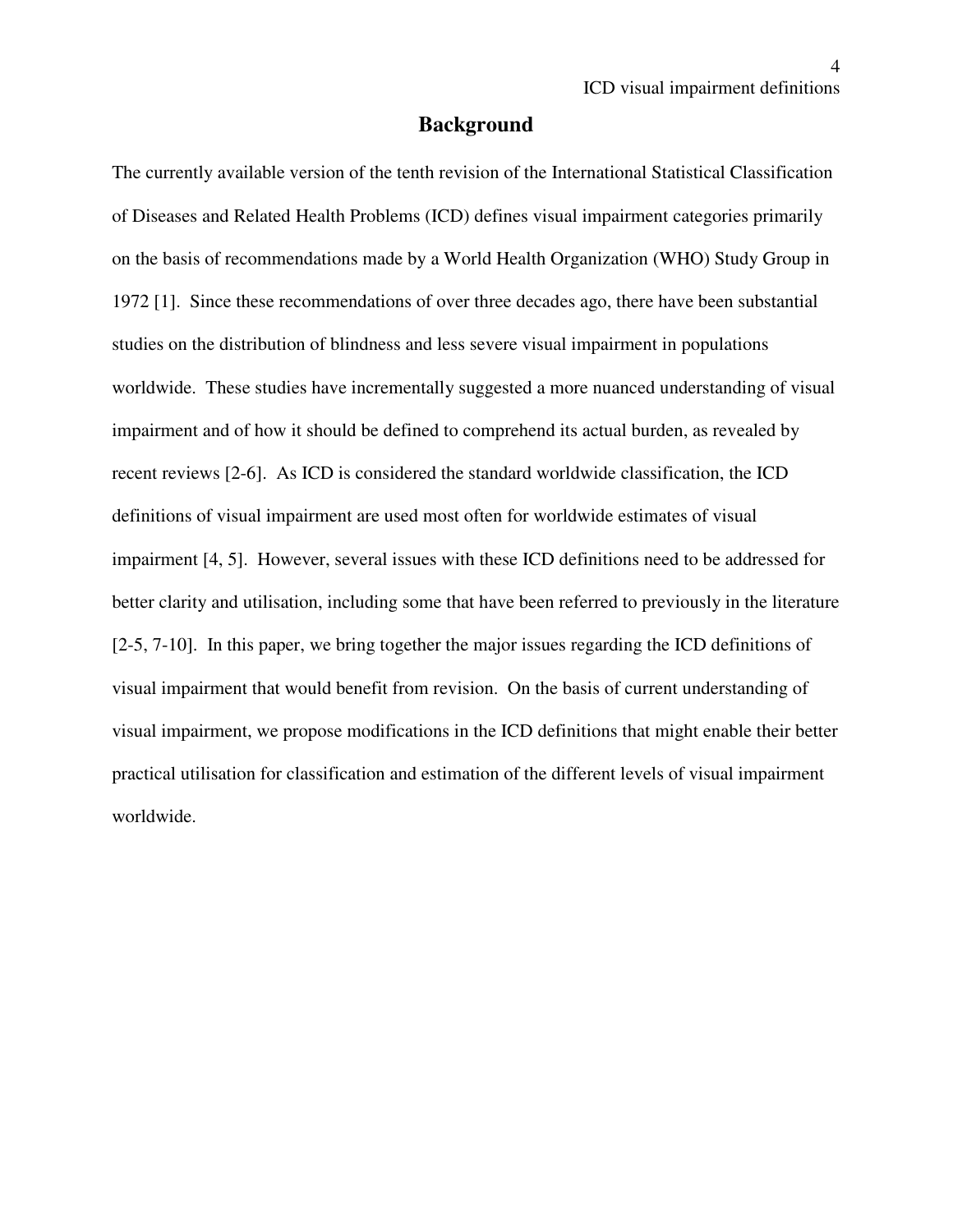## Background

The currently available version of the tenth revision of the International Statistical Classification of Diseases and Related Health Problems (ICD) defines visual impairment categories primarily on the basis of recommendations made by a World Health Organization (WHO) Study Group in 1972 [1]. Since these recommendations of over three decades ago, there have been substantial studies on the distribution of blindness and less severe visual impairment in populations worldwide. These studies have incrementally suggested a more nuanced understanding of visual impairment and of how it should be defined to comprehend its actual burden, as revealed by recent reviews [2-6]. As ICD is considered the standard worldwide classification, the ICD definitions of visual impairment are used most often for worldwide estimates of visual impairment [4, 5]. However, several issues with these ICD definitions need to be addressed for better clarity and utilisation, including some that have been referred to previously in the literature [2-5, 7-10]. In this paper, we bring together the major issues regarding the ICD definitions of visual impairment that would benefit from revision. On the basis of current understanding of visual impairment, we propose modifications in the ICD definitions that might enable their better practical utilisation for classification and estimation of the different levels of visual impairment worldwide.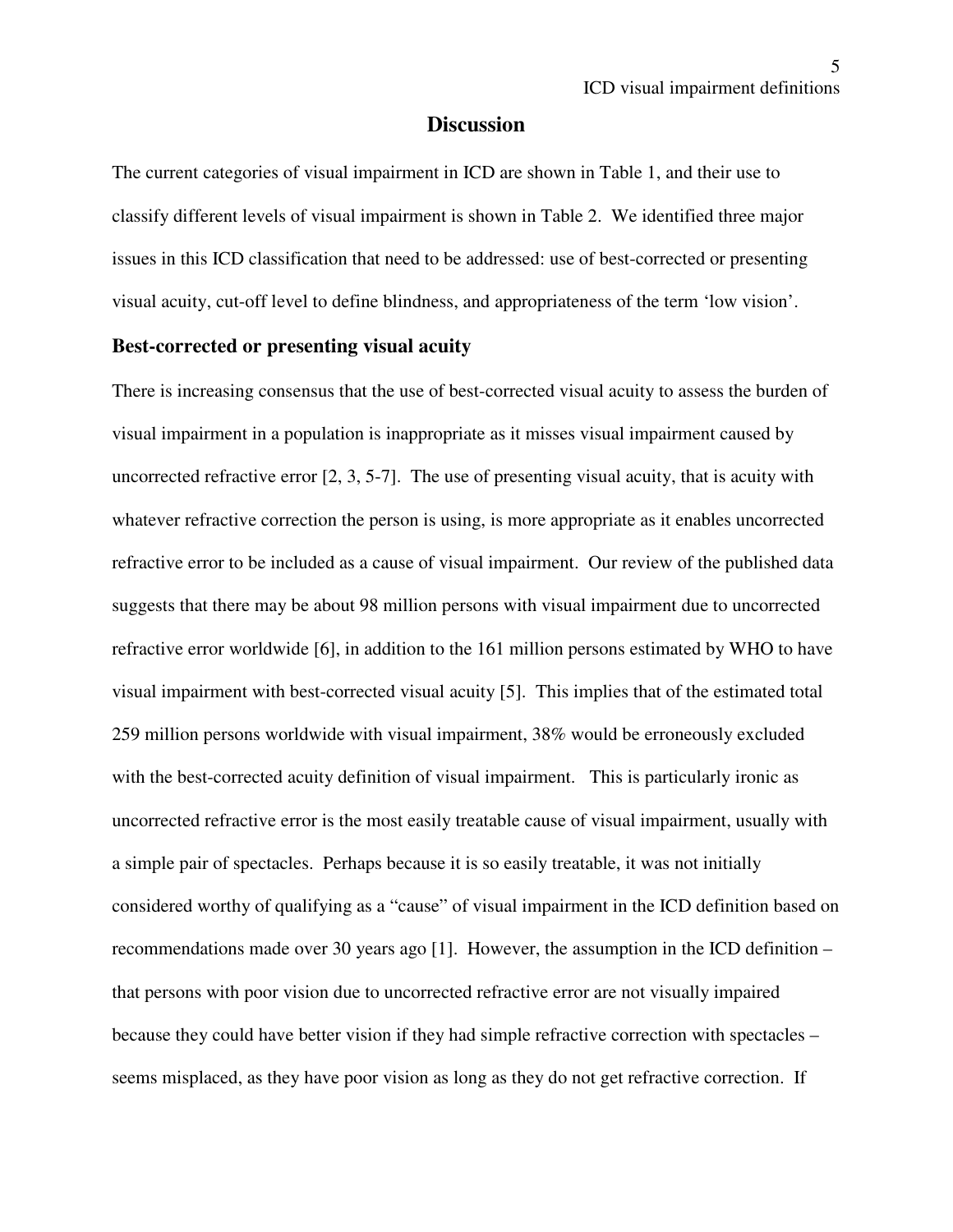## Discussion

The current categories of visual impairment in ICD are shown in Table 1, and their use to classify different levels of visual impairment is shown in Table 2. We identified three major issues in this ICD classification that need to be addressed: use of best-corrected or presenting visual acuity, cut-off level to define blindness, and appropriateness of the term 'low vision'.

### Best-corrected or presenting visual acuity

There is increasing consensus that the use of best-corrected visual acuity to assess the burden of visual impairment in a population is inappropriate as it misses visual impairment caused by uncorrected refractive error [2, 3, 5-7]. The use of presenting visual acuity, that is acuity with whatever refractive correction the person is using, is more appropriate as it enables uncorrected refractive error to be included as a cause of visual impairment. Our review of the published data suggests that there may be about 98 million persons with visual impairment due to uncorrected refractive error worldwide [6], in addition to the 161 million persons estimated by WHO to have visual impairment with best-corrected visual acuity [5]. This implies that of the estimated total 259 million persons worldwide with visual impairment, 38% would be erroneously excluded with the best-corrected acuity definition of visual impairment. This is particularly ironic as uncorrected refractive error is the most easily treatable cause of visual impairment, usually with a simple pair of spectacles. Perhaps because it is so easily treatable, it was not initially considered worthy of qualifying as a "cause" of visual impairment in the ICD definition based on recommendations made over 30 years ago [1]. However, the assumption in the ICD definition – that persons with poor vision due to uncorrected refractive error are not visually impaired because they could have better vision if they had simple refractive correction with spectacles – seems misplaced, as they have poor vision as long as they do not get refractive correction. If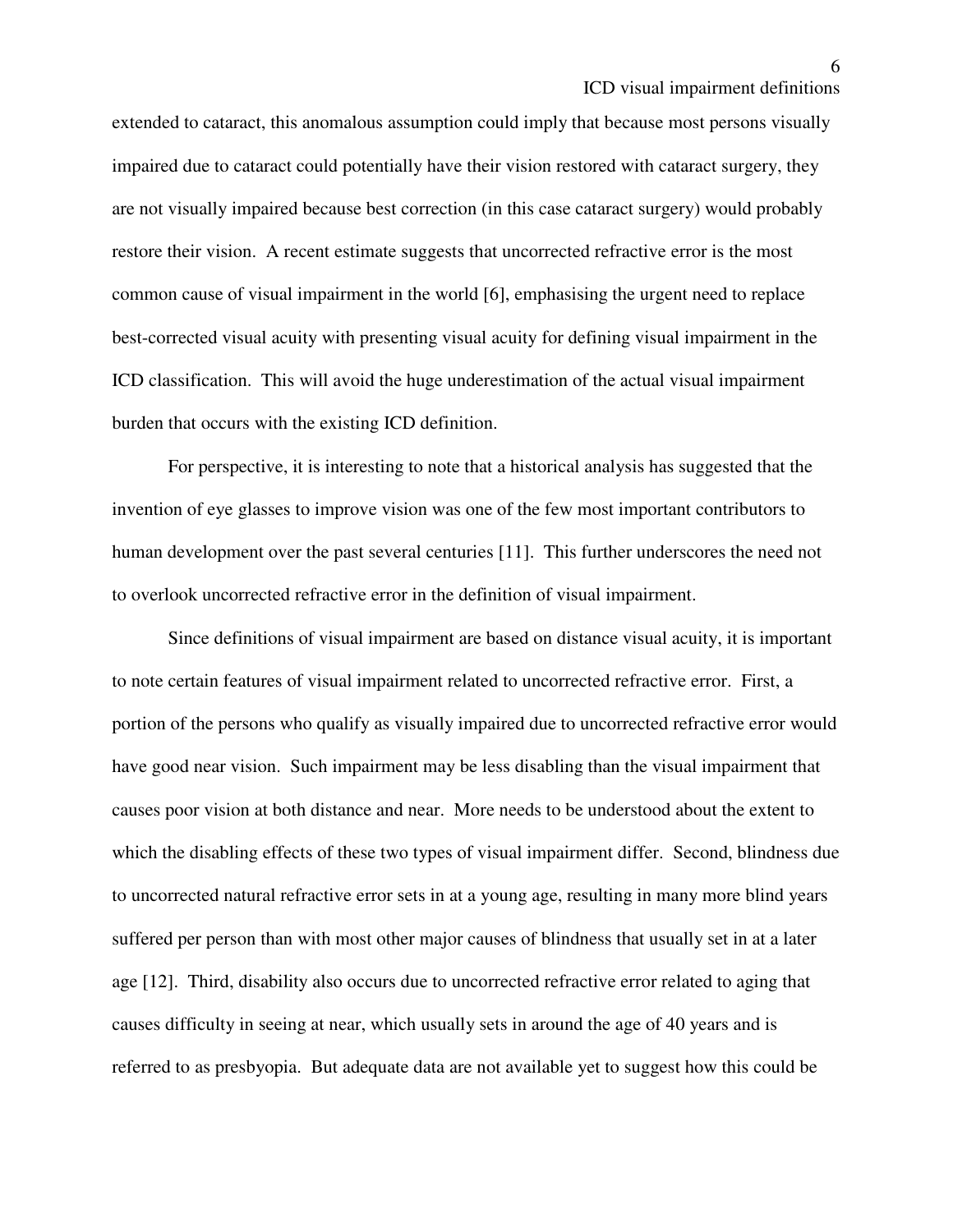extended to cataract, this anomalous assumption could imply that because most persons visually impaired due to cataract could potentially have their vision restored with cataract surgery, they are not visually impaired because best correction (in this case cataract surgery) would probably restore their vision. A recent estimate suggests that uncorrected refractive error is the most common cause of visual impairment in the world [6], emphasising the urgent need to replace best-corrected visual acuity with presenting visual acuity for defining visual impairment in the ICD classification. This will avoid the huge underestimation of the actual visual impairment burden that occurs with the existing ICD definition.

For perspective, it is interesting to note that a historical analysis has suggested that the invention of eye glasses to improve vision was one of the few most important contributors to human development over the past several centuries [11]. This further underscores the need not to overlook uncorrected refractive error in the definition of visual impairment.

Since definitions of visual impairment are based on distance visual acuity, it is important to note certain features of visual impairment related to uncorrected refractive error. First, a portion of the persons who qualify as visually impaired due to uncorrected refractive error would have good near vision. Such impairment may be less disabling than the visual impairment that causes poor vision at both distance and near. More needs to be understood about the extent to which the disabling effects of these two types of visual impairment differ. Second, blindness due to uncorrected natural refractive error sets in at a young age, resulting in many more blind years suffered per person than with most other major causes of blindness that usually set in at a later age [12]. Third, disability also occurs due to uncorrected refractive error related to aging that causes difficulty in seeing at near, which usually sets in around the age of 40 years and is referred to as presbyopia. But adequate data are not available yet to suggest how this could be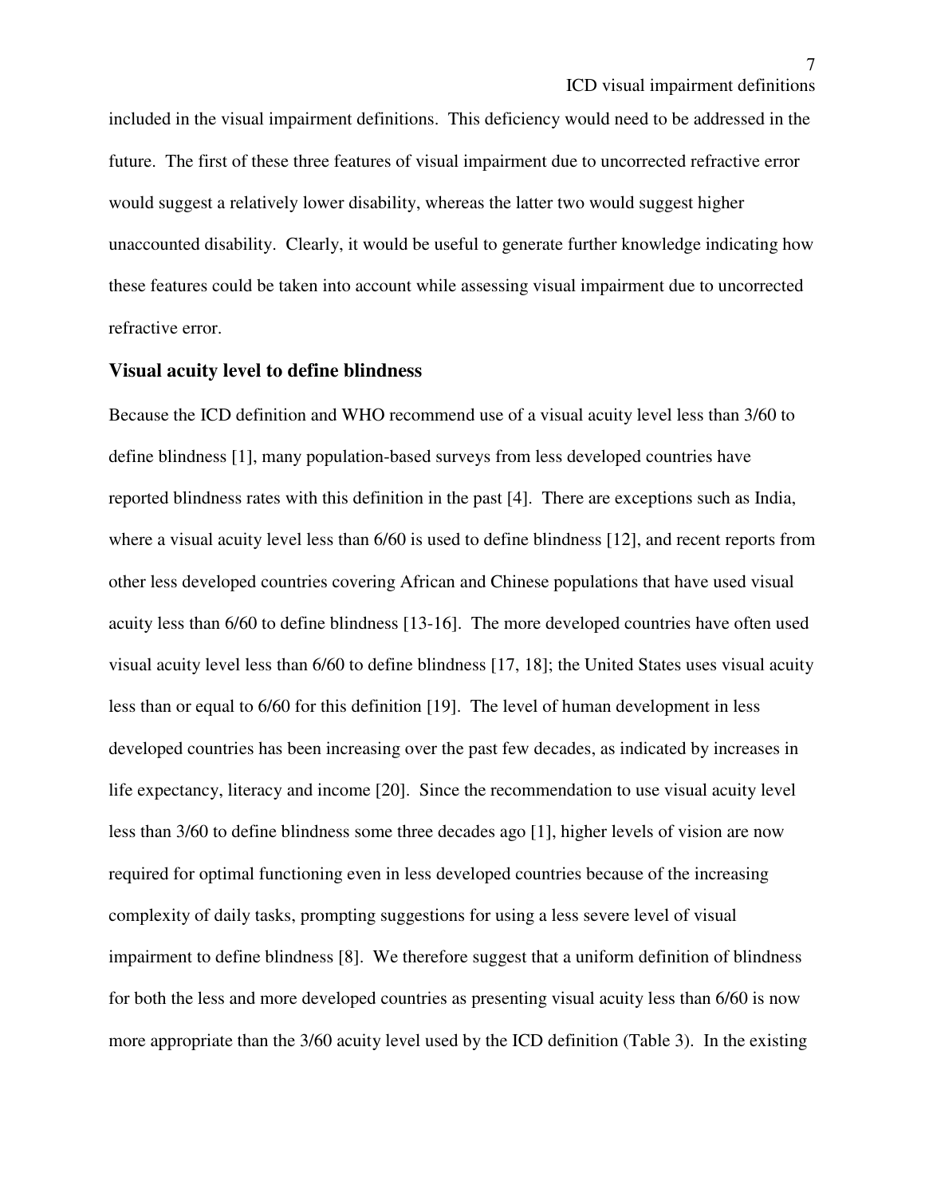included in the visual impairment definitions. This deficiency would need to be addressed in the future. The first of these three features of visual impairment due to uncorrected refractive error would suggest a relatively lower disability, whereas the latter two would suggest higher unaccounted disability. Clearly, it would be useful to generate further knowledge indicating how these features could be taken into account while assessing visual impairment due to uncorrected refractive error.

### Visual acuity level to define blindness

Because the ICD definition and WHO recommend use of a visual acuity level less than 3/60 to define blindness [1], many population-based surveys from less developed countries have reported blindness rates with this definition in the past [4]. There are exceptions such as India, where a visual acuity level less than 6/60 is used to define blindness [12], and recent reports from other less developed countries covering African and Chinese populations that have used visual acuity less than 6/60 to define blindness [13-16]. The more developed countries have often used visual acuity level less than 6/60 to define blindness [17, 18]; the United States uses visual acuity less than or equal to 6/60 for this definition [19]. The level of human development in less developed countries has been increasing over the past few decades, as indicated by increases in life expectancy, literacy and income [20]. Since the recommendation to use visual acuity level less than 3/60 to define blindness some three decades ago [1], higher levels of vision are now required for optimal functioning even in less developed countries because of the increasing complexity of daily tasks, prompting suggestions for using a less severe level of visual impairment to define blindness [8]. We therefore suggest that a uniform definition of blindness for both the less and more developed countries as presenting visual acuity less than 6/60 is now more appropriate than the 3/60 acuity level used by the ICD definition (Table 3). In the existing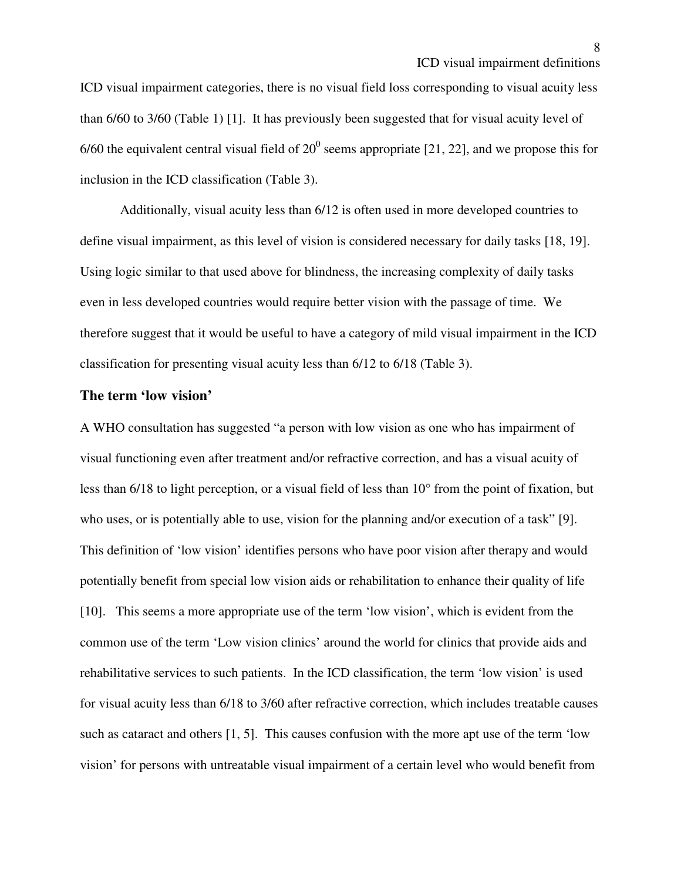ICD visual impairment categories, there is no visual field loss corresponding to visual acuity less than 6/60 to 3/60 (Table 1) [1]. It has previously been suggested that for visual acuity level of 6/60 the equivalent central visual field of $20^0$ seems appropriate [21, 22], and we propose this for inclusion in the ICD classification (Table 3).

Additionally, visual acuity less than 6/12 is often used in more developed countries to define visual impairment, as this level of vision is considered necessary for daily tasks [18, 19]. Using logic similar to that used above for blindness, the increasing complexity of daily tasks even in less developed countries would require better vision with the passage of time. We therefore suggest that it would be useful to have a category of mild visual impairment in the ICD classification for presenting visual acuity less than 6/12 to 6/18 (Table 3).

### The term 'low vision'

A WHO consultation has suggested "a person with low vision as one who has impairment of visual functioning even after treatment and/or refractive correction, and has a visual acuity of less than 6/18 to light perception, or a visual field of less than 10° from the point of fixation, but who uses, or is potentially able to use, vision for the planning and/or execution of a task" [9]. This definition of 'low vision' identifies persons who have poor vision after therapy and would potentially benefit from special low vision aids or rehabilitation to enhance their quality of life [10]. This seems a more appropriate use of the term 'low vision', which is evident from the common use of the term 'Low vision clinics' around the world for clinics that provide aids and rehabilitative services to such patients. In the ICD classification, the term 'low vision' is used for visual acuity less than 6/18 to 3/60 after refractive correction, which includes treatable causes such as cataract and others [1, 5]. This causes confusion with the more apt use of the term 'low vision' for persons with untreatable visual impairment of a certain level who would benefit from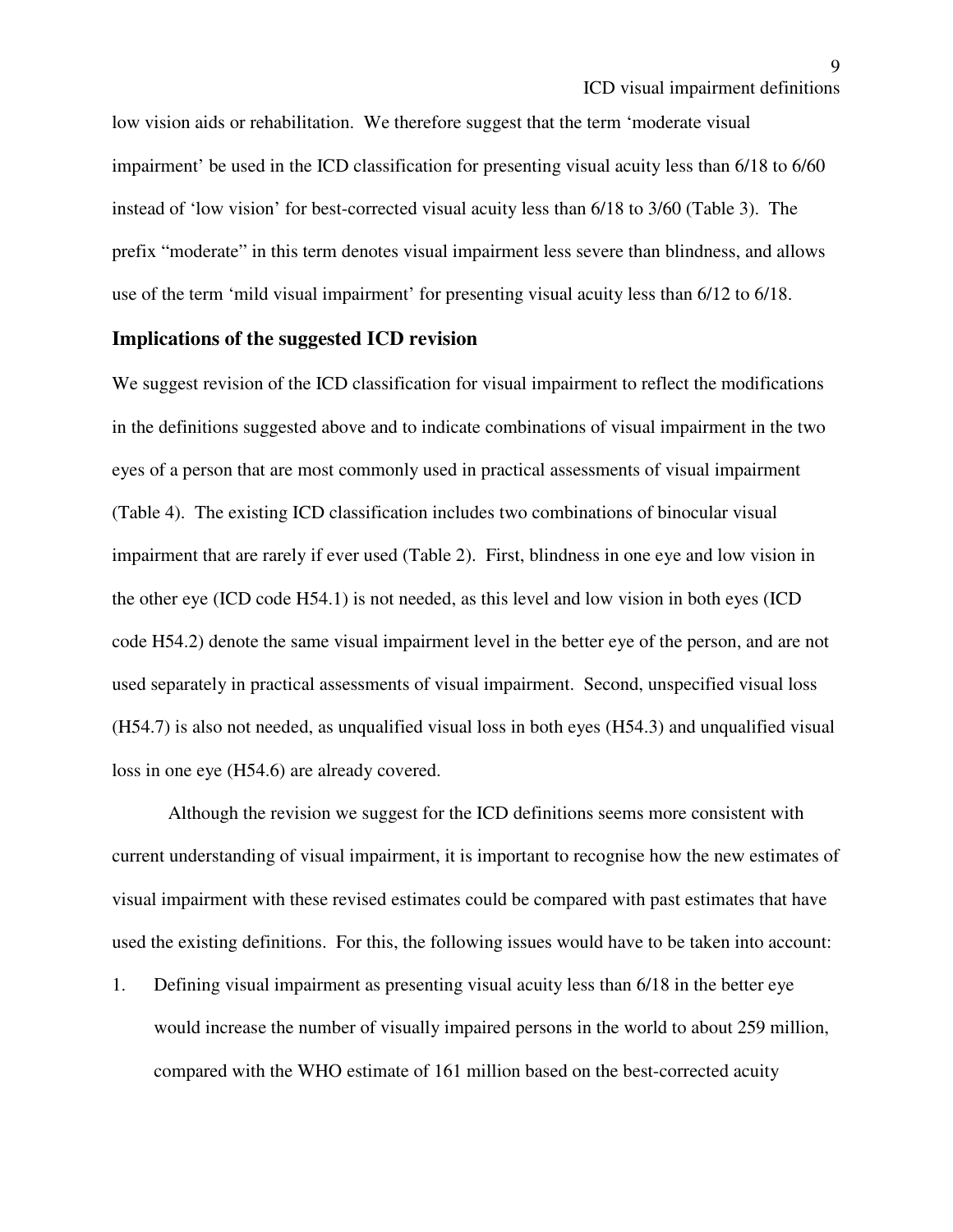low vision aids or rehabilitation. We therefore suggest that the term 'moderate visual impairment' be used in the ICD classification for presenting visual acuity less than 6/18 to 6/60 instead of 'low vision' for best-corrected visual acuity less than 6/18 to 3/60 (Table 3). The prefix "moderate" in this term denotes visual impairment less severe than blindness, and allows use of the term 'mild visual impairment' for presenting visual acuity less than 6/12 to 6/18.

### Implications of the suggested ICD revision

We suggest revision of the ICD classification for visual impairment to reflect the modifications in the definitions suggested above and to indicate combinations of visual impairment in the two eyes of a person that are most commonly used in practical assessments of visual impairment (Table 4). The existing ICD classification includes two combinations of binocular visual impairment that are rarely if ever used (Table 2). First, blindness in one eye and low vision in the other eye (ICD code H54.1) is not needed, as this level and low vision in both eyes (ICD code H54.2) denote the same visual impairment level in the better eye of the person, and are not used separately in practical assessments of visual impairment. Second, unspecified visual loss (H54.7) is also not needed, as unqualified visual loss in both eyes (H54.3) and unqualified visual loss in one eye (H54.6) are already covered.

Although the revision we suggest for the ICD definitions seems more consistent with current understanding of visual impairment, it is important to recognise how the new estimates of visual impairment with these revised estimates could be compared with past estimates that have used the existing definitions. For this, the following issues would have to be taken into account:

1. Defining visual impairment as presenting visual acuity less than 6/18 in the better eye would increase the number of visually impaired persons in the world to about 259 million, compared with the WHO estimate of 161 million based on the best-corrected acuity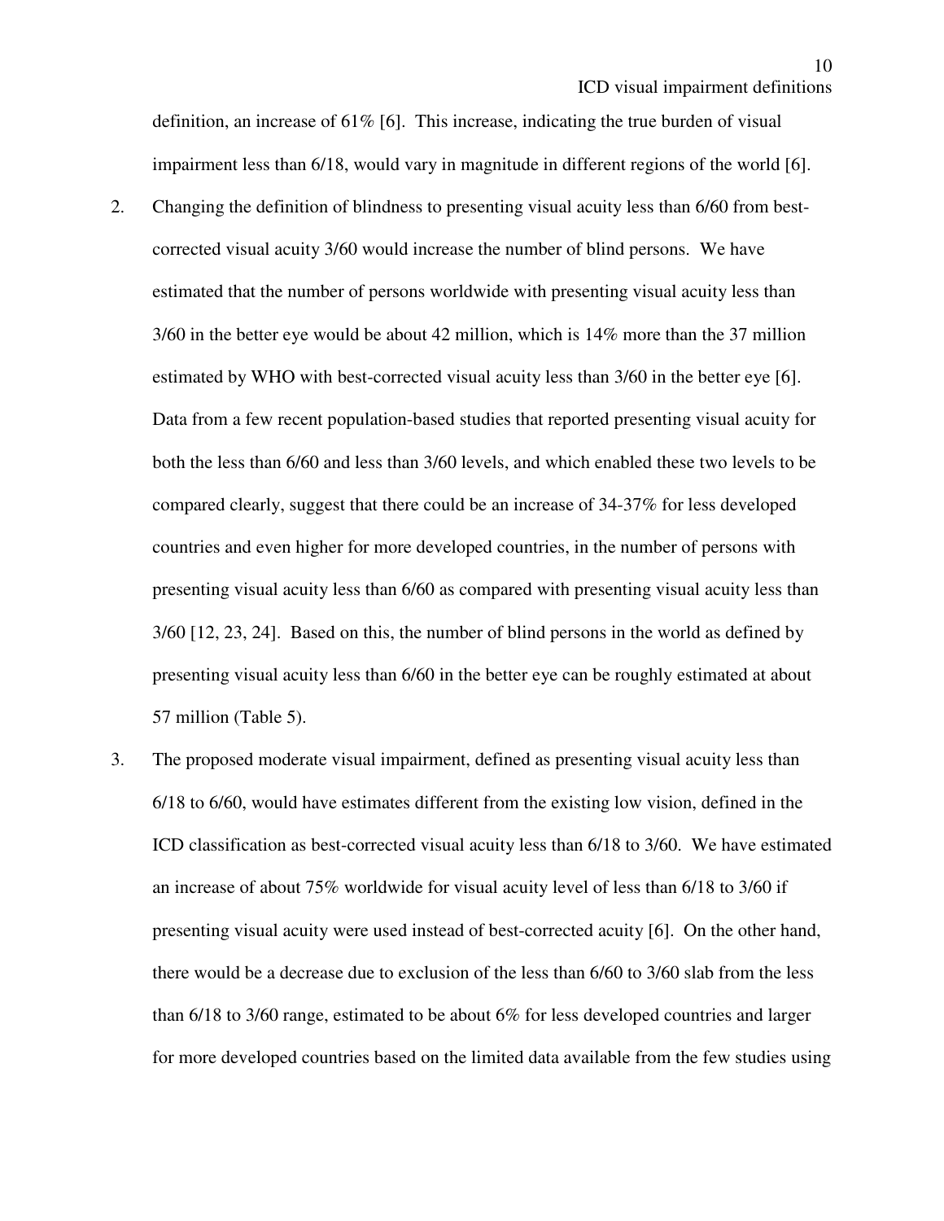definition, an increase of 61% [6]. This increase, indicating the true burden of visual impairment less than 6/18, would vary in magnitude in different regions of the world [6].

2. Changing the definition of blindness to presenting visual acuity less than 6/60 from best-corrected visual acuity 3/60 would increase the number of blind persons. We have estimated that the number of persons worldwide with presenting visual acuity less than 3/60 in the better eye would be about 42 million, which is 14% more than the 37 million estimated by WHO with best-corrected visual acuity less than 3/60 in the better eye [6]. Data from a few recent population-based studies that reported presenting visual acuity for both the less than 6/60 and less than 3/60 levels, and which enabled these two levels to be compared clearly, suggest that there could be an increase of 34-37% for less developed countries and even higher for more developed countries, in the number of persons with presenting visual acuity less than 6/60 as compared with presenting visual acuity less than 3/60 [12, 23, 24]. Based on this, the number of blind persons in the world as defined by presenting visual acuity less than 6/60 in the better eye can be roughly estimated at about 57 million (Table 5).

3. The proposed moderate visual impairment, defined as presenting visual acuity less than 6/18 to 6/60, would have estimates different from the existing low vision, defined in the ICD classification as best-corrected visual acuity less than 6/18 to 3/60. We have estimated an increase of about 75% worldwide for visual acuity level of less than 6/18 to 3/60 if presenting visual acuity were used instead of best-corrected acuity [6]. On the other hand, there would be a decrease due to exclusion of the less than 6/60 to 3/60 slab from the less than 6/18 to 3/60 range, estimated to be about 6% for less developed countries and larger for more developed countries based on the limited data available from the few studies using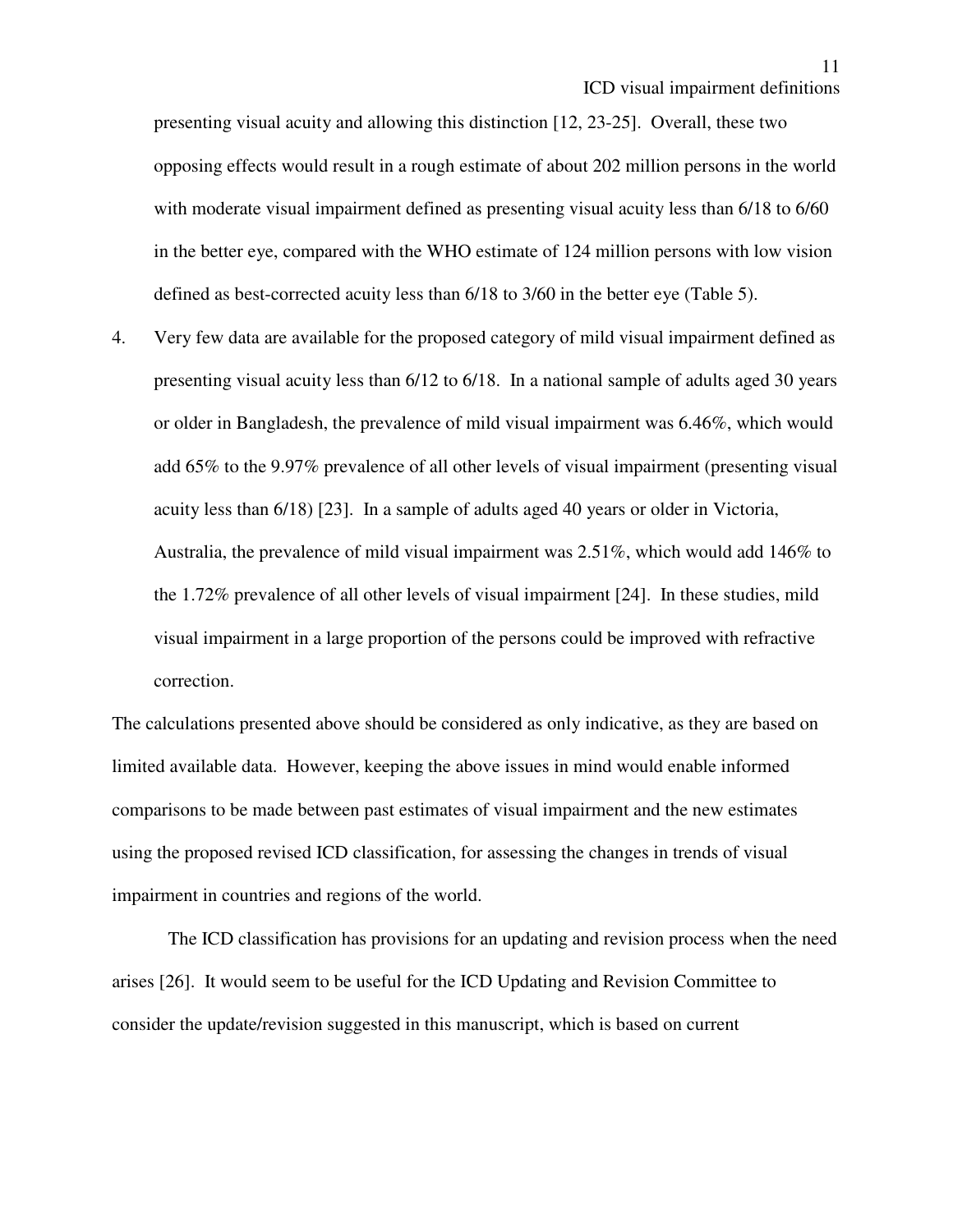presenting visual acuity and allowing this distinction [12, 23-25]. Overall, these two opposing effects would result in a rough estimate of about 202 million persons in the world with moderate visual impairment defined as presenting visual acuity less than 6/18 to 6/60 in the better eye, compared with the WHO estimate of 124 million persons with low vision defined as best-corrected acuity less than 6/18 to 3/60 in the better eye (Table 5).

4. Very few data are available for the proposed category of mild visual impairment defined as presenting visual acuity less than 6/12 to 6/18. In a national sample of adults aged 30 years or older in Bangladesh, the prevalence of mild visual impairment was 6.46%, which would add 65% to the 9.97% prevalence of all other levels of visual impairment (presenting visual acuity less than 6/18) [23]. In a sample of adults aged 40 years or older in Victoria, Australia, the prevalence of mild visual impairment was 2.51%, which would add 146% to the 1.72% prevalence of all other levels of visual impairment [24]. In these studies, mild visual impairment in a large proportion of the persons could be improved with refractive correction.

The calculations presented above should be considered as only indicative, as they are based on limited available data. However, keeping the above issues in mind would enable informed comparisons to be made between past estimates of visual impairment and the new estimates using the proposed revised ICD classification, for assessing the changes in trends of visual impairment in countries and regions of the world.

The ICD classification has provisions for an updating and revision process when the need arises [26]. It would seem to be useful for the ICD Updating and Revision Committee to consider the update/revision suggested in this manuscript, which is based on current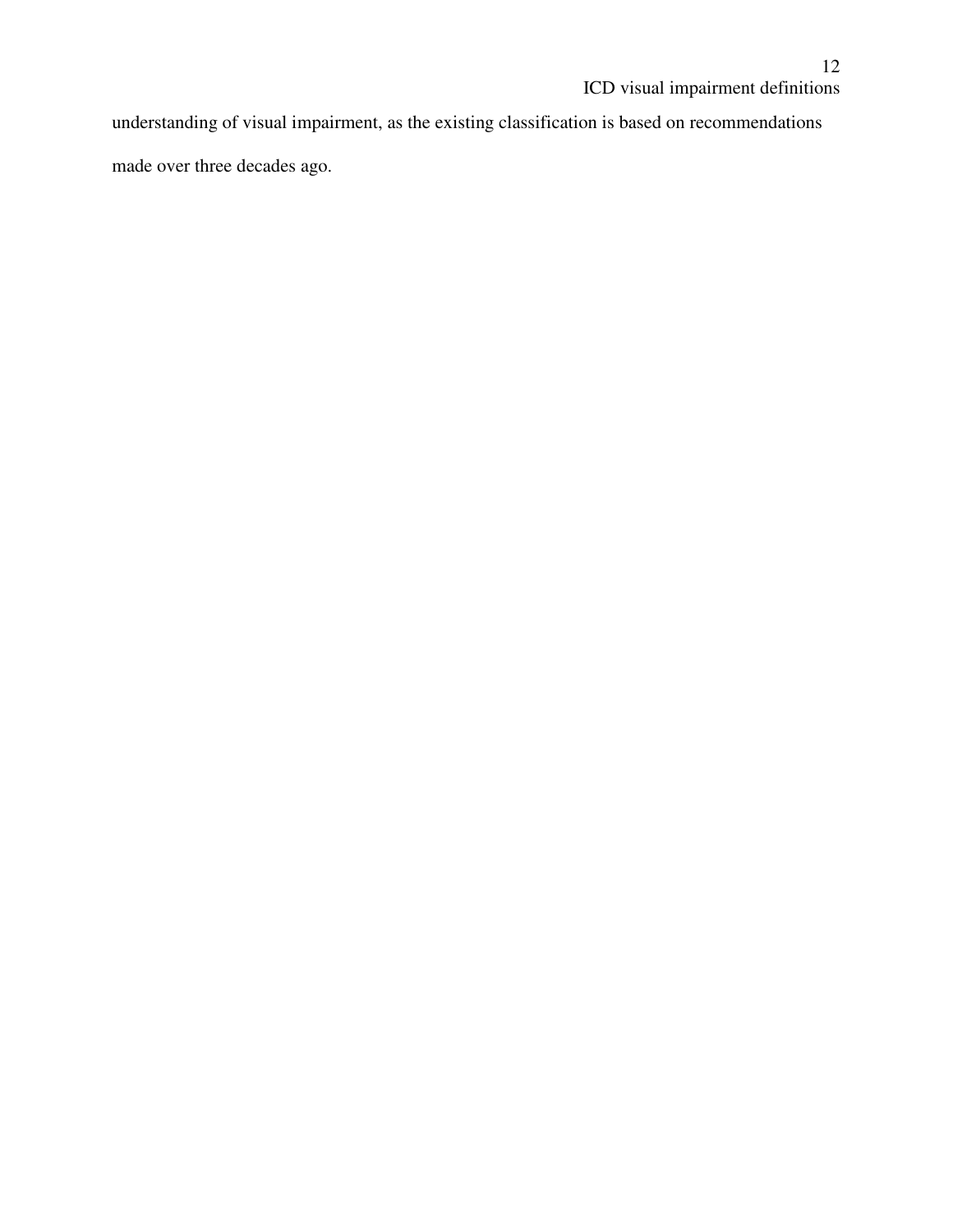understanding of visual impairment, as the existing classification is based on recommendations made over three decades ago.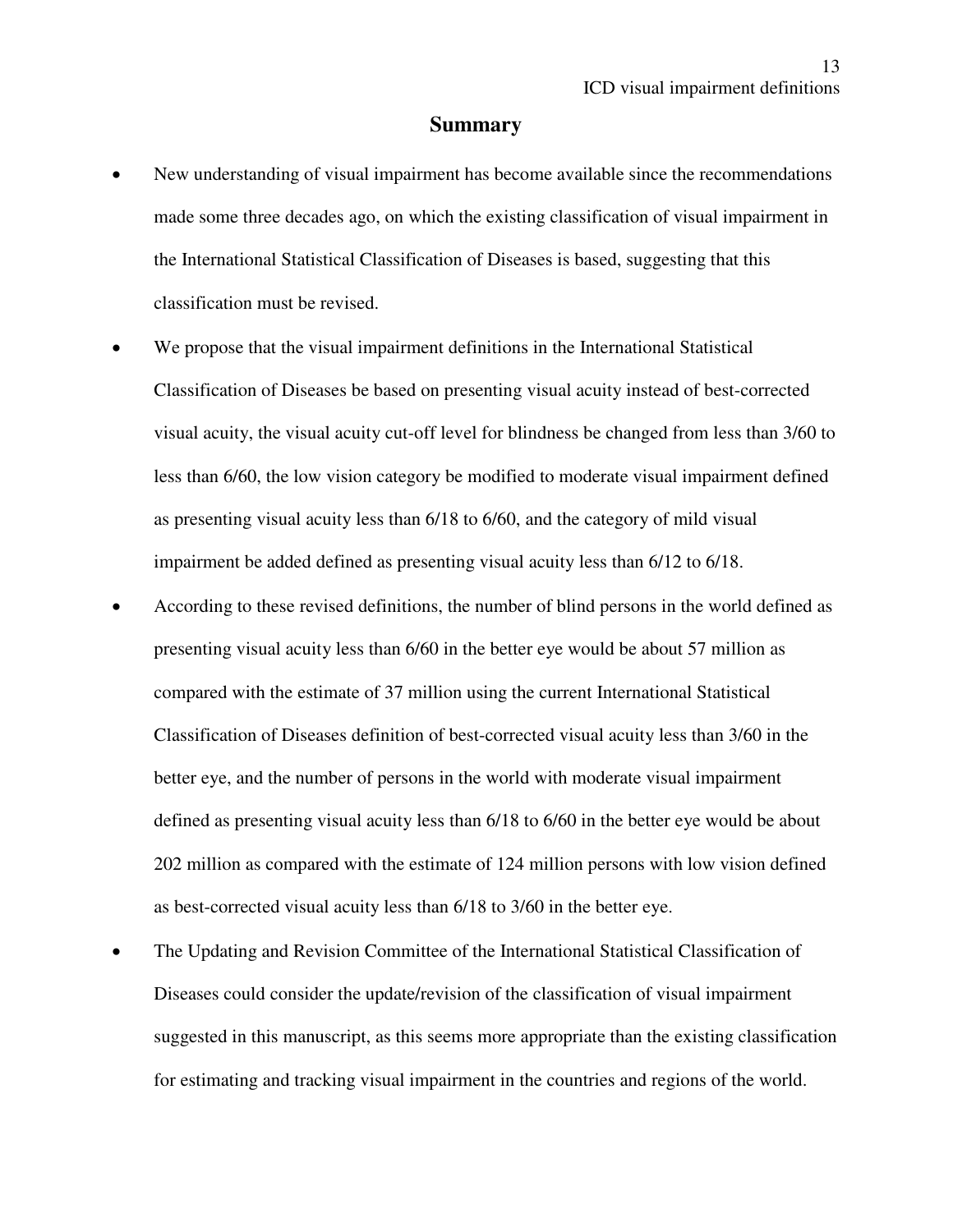## Summary

- New understanding of visual impairment has become available since the recommendations made some three decades ago, on which the existing classification of visual impairment in the International Statistical Classification of Diseases is based, suggesting that this classification must be revised.
- We propose that the visual impairment definitions in the International Statistical Classification of Diseases be based on presenting visual acuity instead of best-corrected visual acuity, the visual acuity cut-off level for blindness be changed from less than 3/60 to less than 6/60, the low vision category be modified to moderate visual impairment defined as presenting visual acuity less than 6/18 to 6/60, and the category of mild visual impairment be added defined as presenting visual acuity less than 6/12 to 6/18.
- According to these revised definitions, the number of blind persons in the world defined as presenting visual acuity less than 6/60 in the better eye would be about 57 million as compared with the estimate of 37 million using the current International Statistical Classification of Diseases definition of best-corrected visual acuity less than 3/60 in the better eye, and the number of persons in the world with moderate visual impairment defined as presenting visual acuity less than 6/18 to 6/60 in the better eye would be about 202 million as compared with the estimate of 124 million persons with low vision defined as best-corrected visual acuity less than 6/18 to 3/60 in the better eye.
- The Updating and Revision Committee of the International Statistical Classification of Diseases could consider the update/revision of the classification of visual impairment suggested in this manuscript, as this seems more appropriate than the existing classification for estimating and tracking visual impairment in the countries and regions of the world.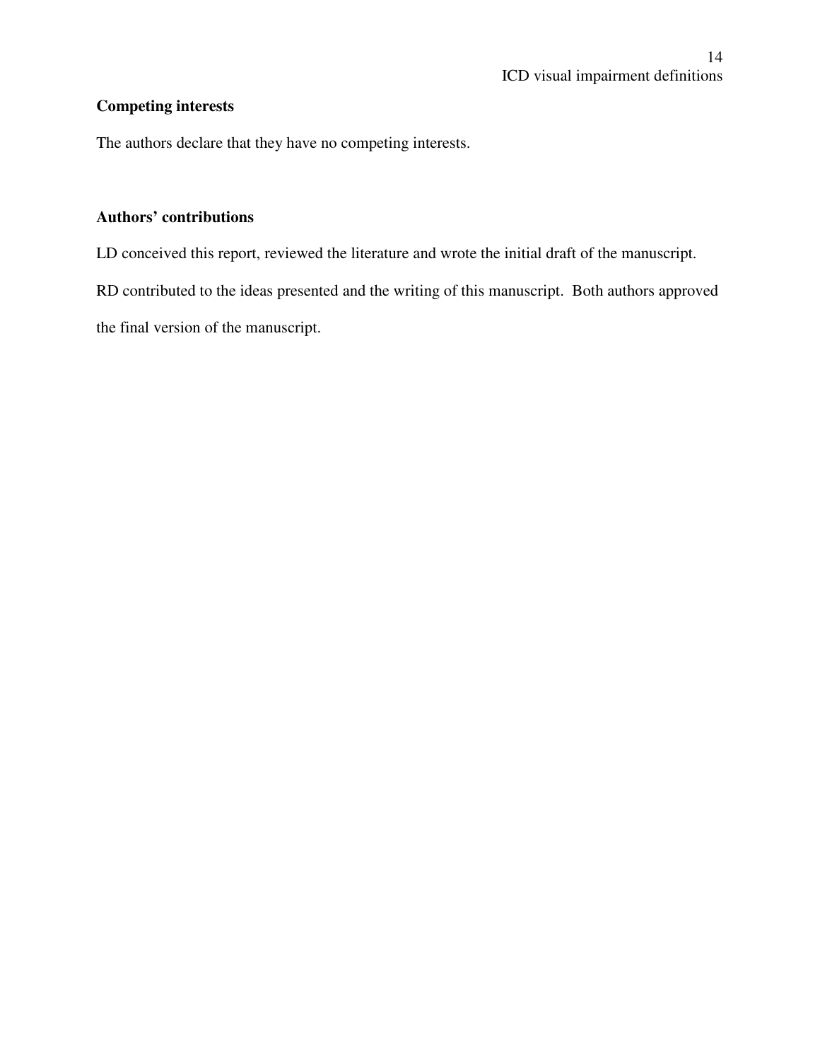## Competing interests

The authors declare that they have no competing interests.

## Authors' contributions

LD conceived this report, reviewed the literature and wrote the initial draft of the manuscript. RD contributed to the ideas presented and the writing of this manuscript. Both authors approved the final version of the manuscript.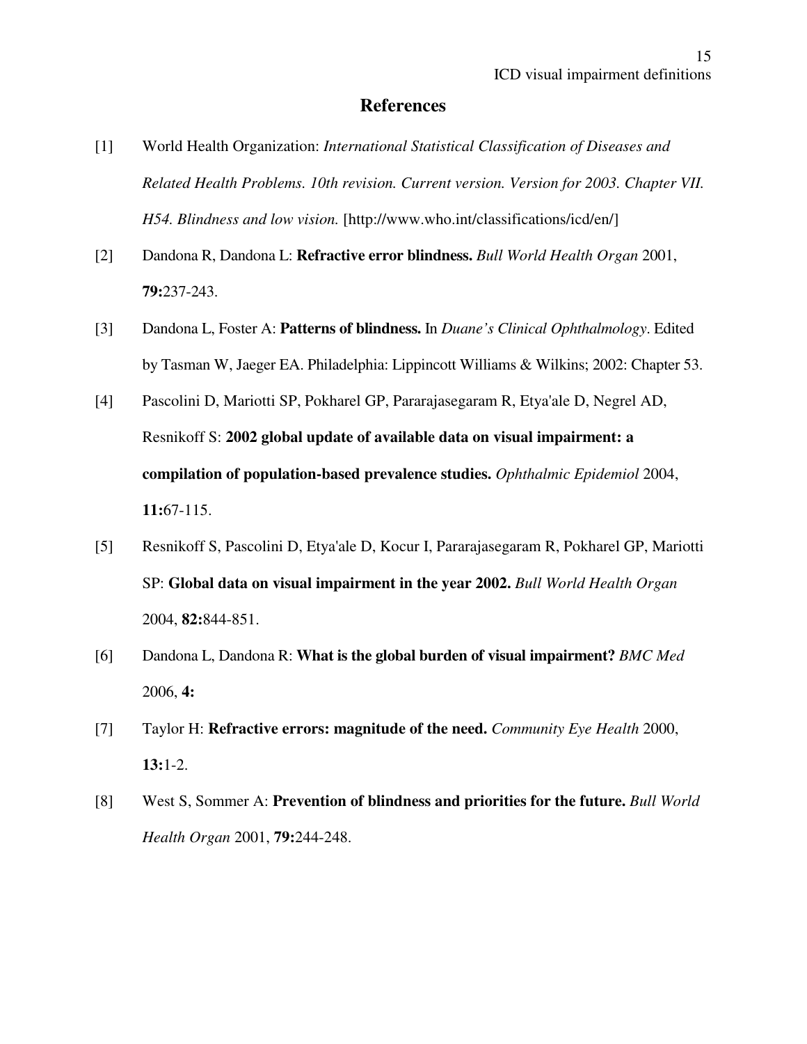## References

[1] World Health Organization: *International Statistical Classification of Diseases and Related Health Problems. 10th revision. Current version. Version for 2003. Chapter VII. H54. Blindness and low vision.* [http://www.who.int/classifications/icd/en/]

[2] Dandona R, Dandona L: **Refractive error blindness.** *Bull World Health Organ* 2001, **79:**237-243.

[3] Dandona L, Foster A: **Patterns of blindness.** In *Duane's Clinical Ophthalmology*. Edited by Tasman W, Jaeger EA. Philadelphia: Lippincott Williams & Wilkins; 2002: Chapter 53.

[4] Pascolini D, Mariotti SP, Pokharel GP, Pararajasegaram R, Etya'ale D, Negrel AD, Resnikoff S: **2002 global update of available data on visual impairment: a compilation of population-based prevalence studies.** *Ophthalmic Epidemiol* 2004, **11:**67-115.

[5] Resnikoff S, Pascolini D, Etya'ale D, Kocur I, Pararajasegaram R, Pokharel GP, Mariotti SP: **Global data on visual impairment in the year 2002.** *Bull World Health Organ* 2004, **82:**844-851.

[6] Dandona L, Dandona R: **What is the global burden of visual impairment?** *BMC Med* 2006, **4:**

[7] Taylor H: **Refractive errors: magnitude of the need.** *Community Eye Health* 2000, **13:**1-2.

[8] West S, Sommer A: **Prevention of blindness and priorities for the future.** *Bull World Health Organ* 2001, **79:**244-248.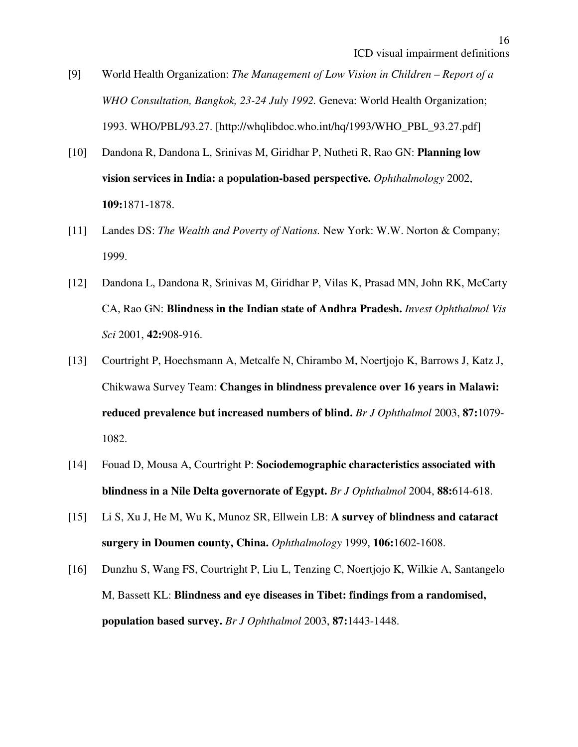[9] World Health Organization: *The Management of Low Vision in Children – Report of a WHO Consultation, Bangkok, 23-24 July 1992.* Geneva: World Health Organization; 1993. WHO/PBL/93.27. [http://whqlibdoc.who.int/hq/1993/WHO_PBL_93.27.pdf]

[10] Dandona R, Dandona L, Srinivas M, Giridhar P, Nutheti R, Rao GN: **Planning low vision services in India: a population-based perspective.** *Ophthalmology* 2002, **109:**1871-1878.

[11] Landes DS: *The Wealth and Poverty of Nations.* New York: W.W. Norton & Company; 1999.

[12] Dandona L, Dandona R, Srinivas M, Giridhar P, Vilas K, Prasad MN, John RK, McCarty CA, Rao GN: **Blindness in the Indian state of Andhra Pradesh.** *Invest Ophthalmol Vis Sci* 2001, **42:**908-916.

[13] Courtright P, Hoechsmann A, Metcalfe N, Chirambo M, Noertjojo K, Barrows J, Katz J, Chikwawa Survey Team: **Changes in blindness prevalence over 16 years in Malawi: reduced prevalence but increased numbers of blind.** *Br J Ophthalmol* 2003, **87:**1079-1082.

[14] Fouad D, Mousa A, Courtright P: **Sociodemographic characteristics associated with blindness in a Nile Delta governorate of Egypt.** *Br J Ophthalmol* 2004, **88:**614-618.

[15] Li S, Xu J, He M, Wu K, Munoz SR, Ellwein LB: **A survey of blindness and cataract surgery in Doumen county, China.** *Ophthalmology* 1999, **106:**1602-1608.

[16] Dunzhu S, Wang FS, Courtright P, Liu L, Tenzing C, Noertjojo K, Wilkie A, Santangelo M, Bassett KL: **Blindness and eye diseases in Tibet: findings from a randomised, population based survey.** *Br J Ophthalmol* 2003, **87:**1443-1448.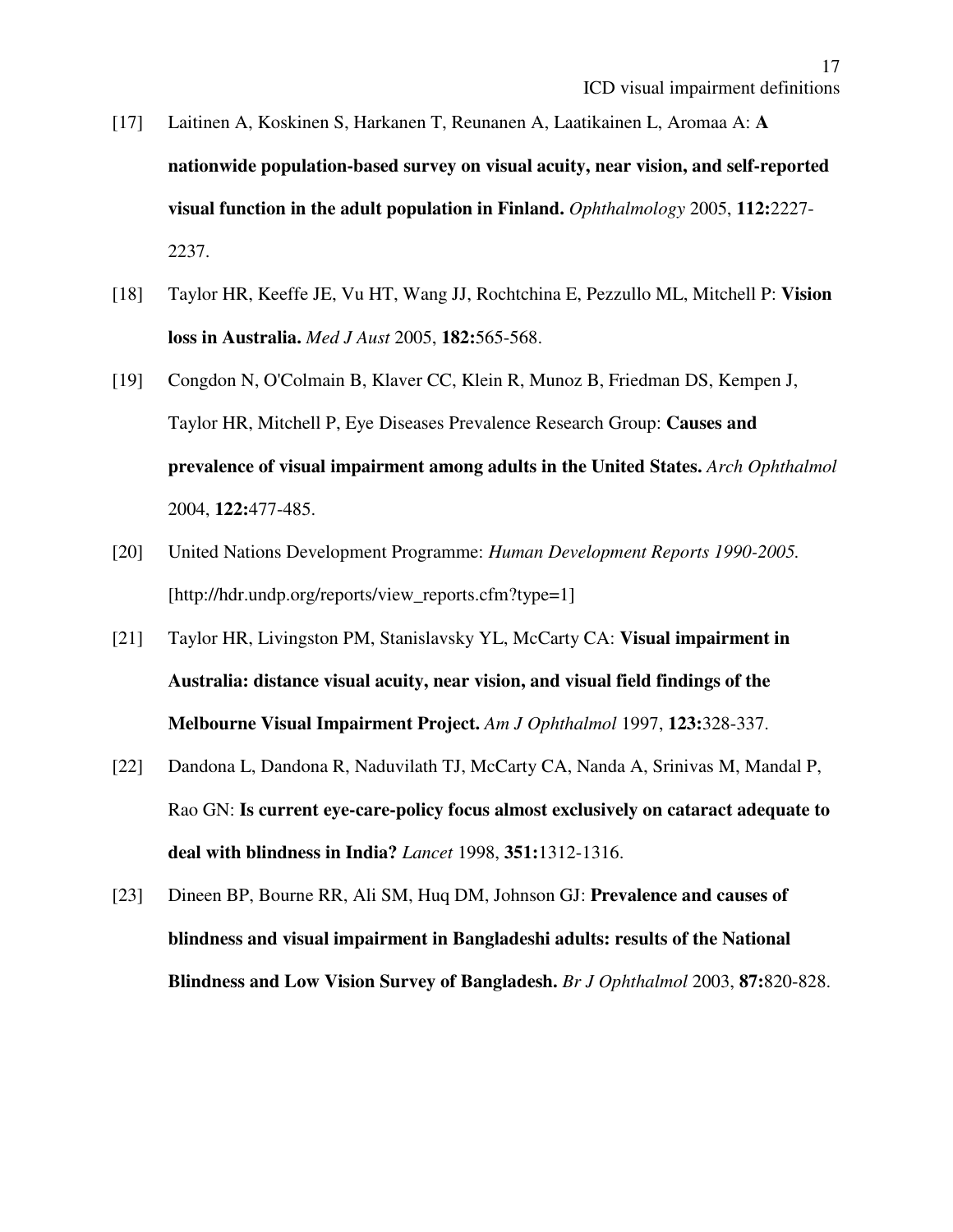[17] Laitinen A, Koskinen S, Harkanen T, Reunanen A, Laatikainen L, Aromaa A: **A nationwide population-based survey on visual acuity, near vision, and self-reported visual function in the adult population in Finland.** *Ophthalmology* 2005, **112:**2227-2237.

[18] Taylor HR, Keeffe JE, Vu HT, Wang JJ, Rochtchina E, Pezzullo ML, Mitchell P: **Vision loss in Australia.** *Med J Aust* 2005, **182:**565-568.

[19] Congdon N, O'Colmain B, Klaver CC, Klein R, Munoz B, Friedman DS, Kempen J, Taylor HR, Mitchell P, Eye Diseases Prevalence Research Group: **Causes and prevalence of visual impairment among adults in the United States.** *Arch Ophthalmol* 2004, **122:**477-485.

[20] United Nations Development Programme: *Human Development Reports 1990-2005.* [http://hdr.undp.org/reports/view_reports.cfm?type=1]

[21] Taylor HR, Livingston PM, Stanislavsky YL, McCarty CA: **Visual impairment in Australia: distance visual acuity, near vision, and visual field findings of the Melbourne Visual Impairment Project.** *Am J Ophthalmol* 1997, **123:**328-337.

[22] Dandona L, Dandona R, Naduvilath TJ, McCarty CA, Nanda A, Srinivas M, Mandal P, Rao GN: **Is current eye-care-policy focus almost exclusively on cataract adequate to deal with blindness in India?** *Lancet* 1998, **351:**1312-1316.

[23] Dineen BP, Bourne RR, Ali SM, Huq DM, Johnson GJ: **Prevalence and causes of blindness and visual impairment in Bangladeshi adults: results of the National Blindness and Low Vision Survey of Bangladesh.** *Br J Ophthalmol* 2003, **87:**820-828.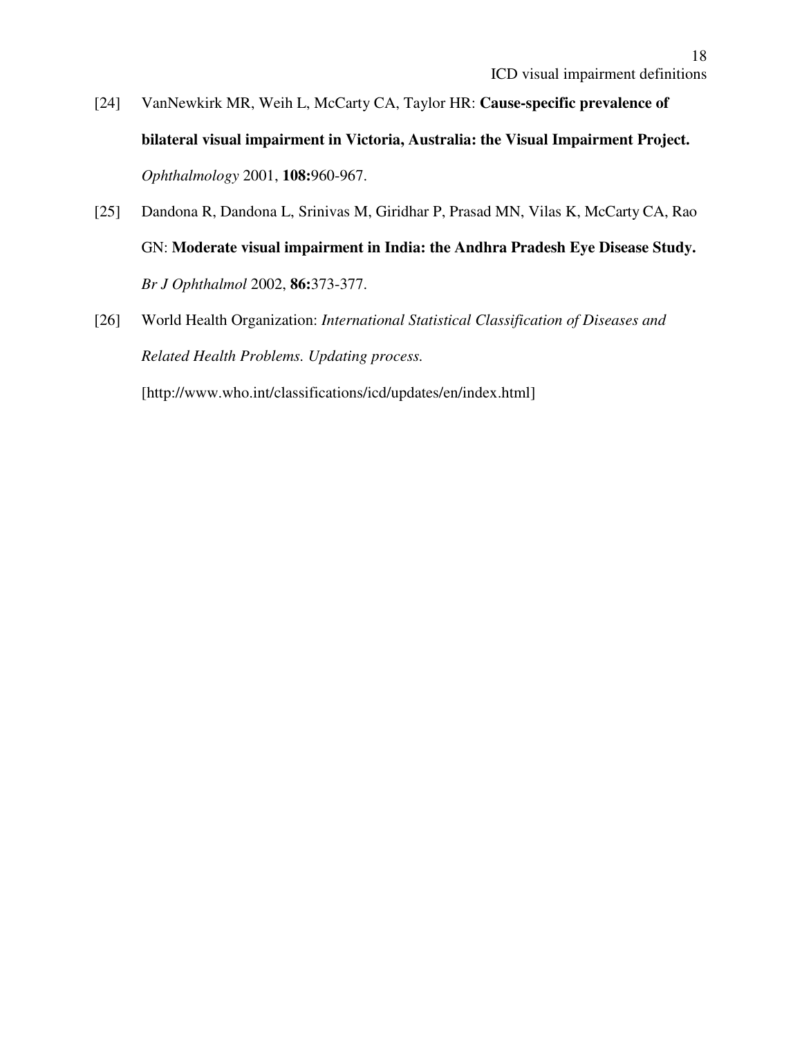[24] VanNewkirk MR, Weih L, McCarty CA, Taylor HR: **Cause-specific prevalence of bilateral visual impairment in Victoria, Australia: the Visual Impairment Project.** *Ophthalmology* 2001, **108:**960-967.

[25] Dandona R, Dandona L, Srinivas M, Giridhar P, Prasad MN, Vilas K, McCarty CA, Rao GN: **Moderate visual impairment in India: the Andhra Pradesh Eye Disease Study.** *Br J Ophthalmol* 2002, **86:**373-377.

[26] World Health Organization: *International Statistical Classification of Diseases and Related Health Problems. Updating process.* [http://www.who.int/classifications/icd/updates/en/index.html]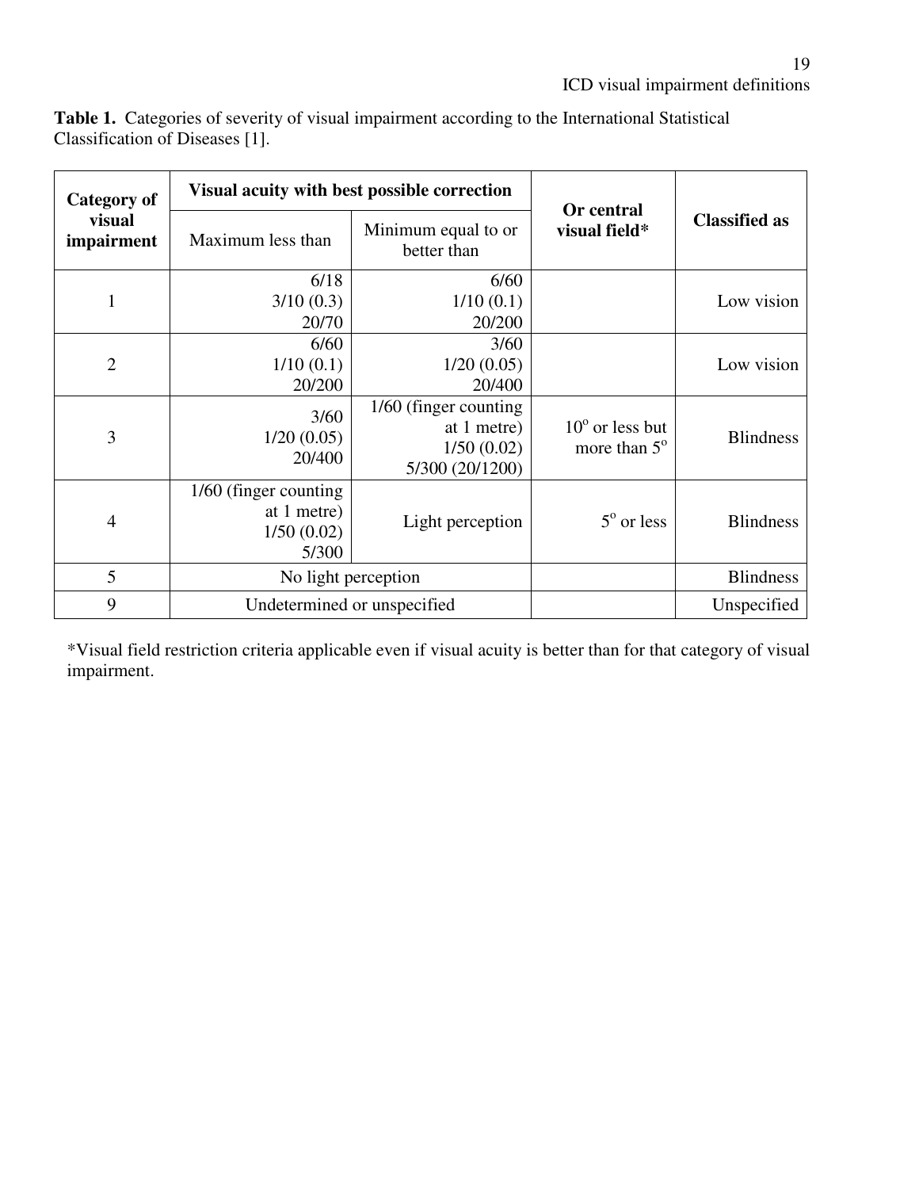**Table 1.** Categories of severity of visual impairment according to the International Statistical Classification of Diseases [1].

| Category of visual impairment | Visual acuity with best possible correction | | Or central visual field* | Classified as |
|---|---|---|---|---|
| | Maximum less than | Minimum equal to or better than | | |
| 1 | 6/18<br>3/10 (0.3)<br>20/70 | 6/60<br>1/10 (0.1)<br>20/200 | | Low vision |
| 2 | 6/60<br>1/10 (0.1)<br>20/200 | 3/60<br>1/20 (0.05)<br>20/400 | | Low vision |
| 3 | 3/60<br>1/20 (0.05)<br>20/400 | 1/60 (finger counting at 1 metre)<br>1/50 (0.02)<br>5/300 (20/1200) | $10^{o}$ or less but more than $5^{o}$ | Blindness |
| 4 | 1/60 (finger counting at 1 metre)<br>1/50 (0.02)<br>5/300 | Light perception | $5^{o}$ or less | Blindness |
| 5 | No light perception | | | Blindness |
| 9 | Undetermined or unspecified | | | Unspecified |

*Visual field restriction criteria applicable even if visual acuity is better than for that category of visual impairment.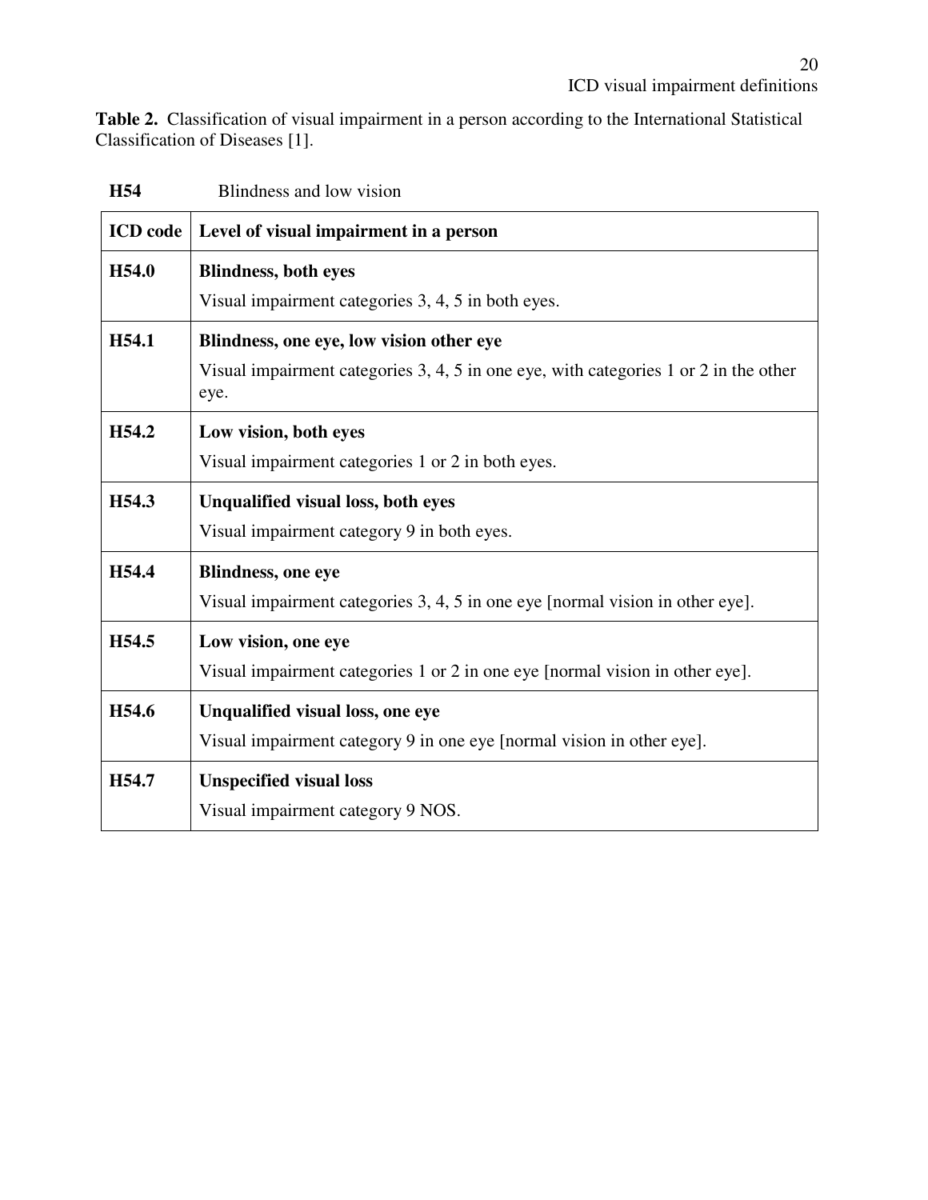**Table 2.** Classification of visual impairment in a person according to the International Statistical Classification of Diseases [1].

**H54** Blindness and low vision

| ICD code | Level of visual impairment in a person |
|---|---|
| **H54.0** | **Blindness, both eyes**<br>Visual impairment categories 3, 4, 5 in both eyes. |
| **H54.1** | **Blindness, one eye, low vision other eye**<br>Visual impairment categories 3, 4, 5 in one eye, with categories 1 or 2 in the other eye. |
| **H54.2** | **Low vision, both eyes**<br>Visual impairment categories 1 or 2 in both eyes. |
| **H54.3** | **Unqualified visual loss, both eyes**<br>Visual impairment category 9 in both eyes. |
| **H54.4** | **Blindness, one eye**<br>Visual impairment categories 3, 4, 5 in one eye [normal vision in other eye]. |
| **H54.5** | **Low vision, one eye**<br>Visual impairment categories 1 or 2 in one eye [normal vision in other eye]. |
| **H54.6** | **Unqualified visual loss, one eye**<br>Visual impairment category 9 in one eye [normal vision in other eye]. |
| **H54.7** | **Unspecified visual loss**<br>Visual impairment category 9 NOS. |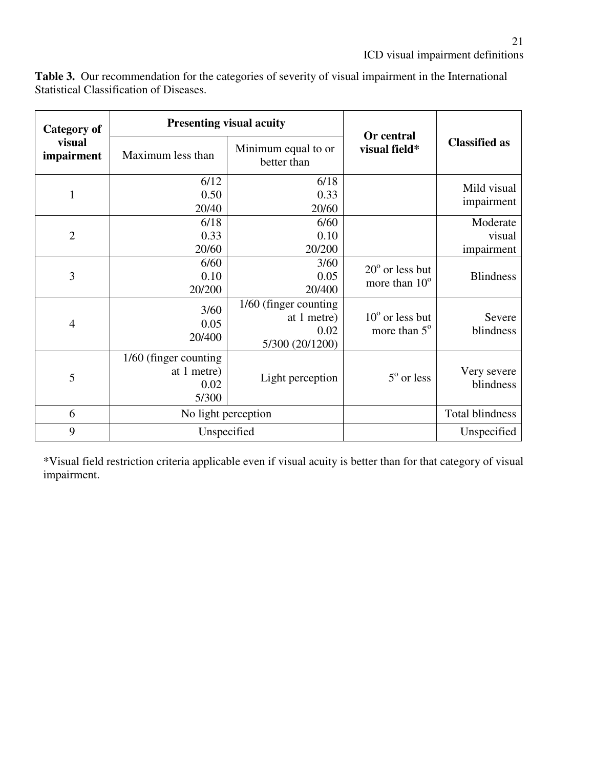**Table 3.** Our recommendation for the categories of severity of visual impairment in the International Statistical Classification of Diseases.

| Category of visual impairment | Presenting visual acuity | | Or central visual field* | Classified as |
|---|---|---|---|---|
| | Maximum less than | Minimum equal to or better than | | |
| 1 | 6/12<br>0.50<br>20/40 | 6/18<br>0.33<br>20/60 | | Mild visual impairment |
| 2 | 6/18<br>0.33<br>20/60 | 6/60<br>0.10<br>20/200 | | Moderate visual impairment |
| 3 | 6/60<br>0.10<br>20/200 | 3/60<br>0.05<br>20/400 | $20^o$ or less but more than $10^o$ | Blindness |
| 4 | 3/60<br>0.05<br>20/400 | 1/60 (finger counting at 1 metre)<br>0.02<br>5/300 (20/1200) | $10^o$ or less but more than $5^o$ | Severe blindness |
| 5 | 1/60 (finger counting at 1 metre)<br>0.02<br>5/300 | Light perception | $5^o$ or less | Very severe blindness |
| 6 | No light perception | | | Total blindness |
| 9 | Unspecified | | | Unspecified |

*Visual field restriction criteria applicable even if visual acuity is better than for that category of visual impairment.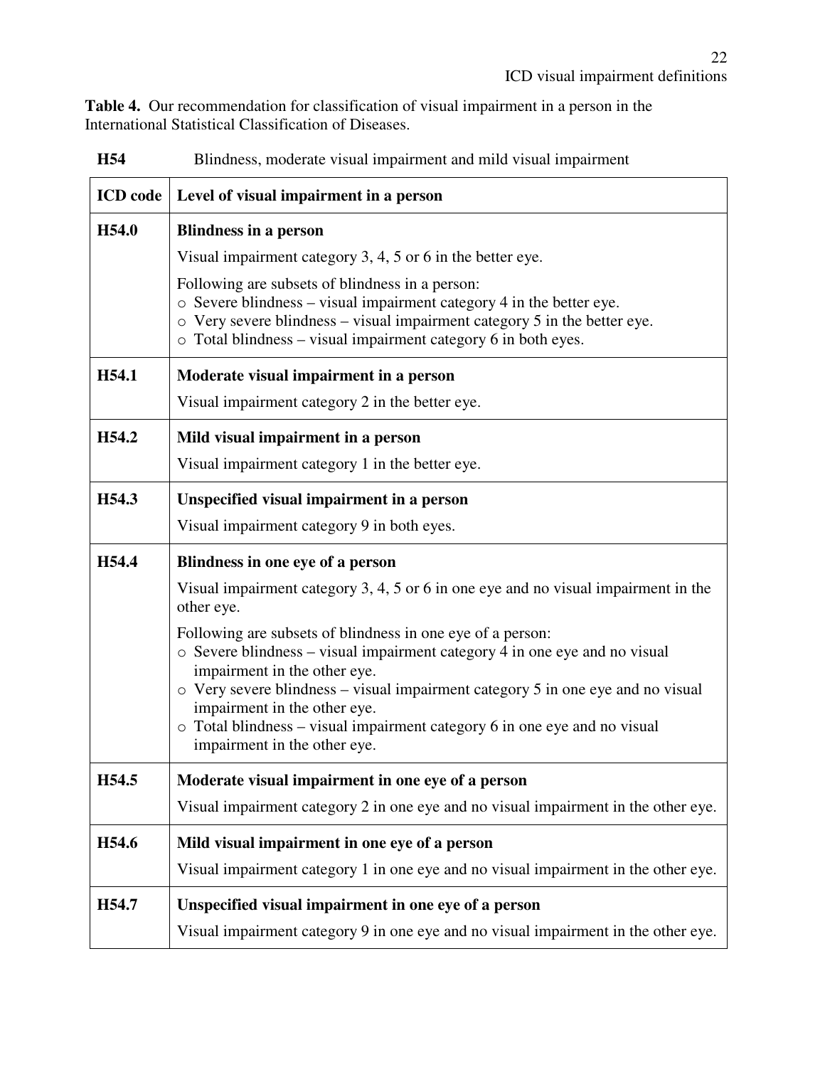**Table 4.** Our recommendation for classification of visual impairment in a person in the International Statistical Classification of Diseases.

**H54** Blindness, moderate visual impairment and mild visual impairment

| ICD code | Level of visual impairment in a person |
|---|---|
| **H54.0** | **Blindness in a person**<br>Visual impairment category 3, 4, 5 or 6 in the better eye.<br>Following are subsets of blindness in a person:<br>o Severe blindness – visual impairment category 4 in the better eye.<br>o Very severe blindness – visual impairment category 5 in the better eye.<br>o Total blindness – visual impairment category 6 in both eyes. |
| **H54.1** | **Moderate visual impairment in a person**<br>Visual impairment category 2 in the better eye. |
| **H54.2** | **Mild visual impairment in a person**<br>Visual impairment category 1 in the better eye. |
| **H54.3** | **Unspecified visual impairment in a person**<br>Visual impairment category 9 in both eyes. |
| **H54.4** | **Blindness in one eye of a person**<br>Visual impairment category 3, 4, 5 or 6 in one eye and no visual impairment in the other eye.<br>Following are subsets of blindness in one eye of a person:<br>o Severe blindness – visual impairment category 4 in one eye and no visual impairment in the other eye.<br>o Very severe blindness – visual impairment category 5 in one eye and no visual impairment in the other eye.<br>o Total blindness – visual impairment category 6 in one eye and no visual impairment in the other eye. |
| **H54.5** | **Moderate visual impairment in one eye of a person**<br>Visual impairment category 2 in one eye and no visual impairment in the other eye. |
| **H54.6** | **Mild visual impairment in one eye of a person**<br>Visual impairment category 1 in one eye and no visual impairment in the other eye. |
| **H54.7** | **Unspecified visual impairment in one eye of a person**<br>Visual impairment category 9 in one eye and no visual impairment in the other eye. |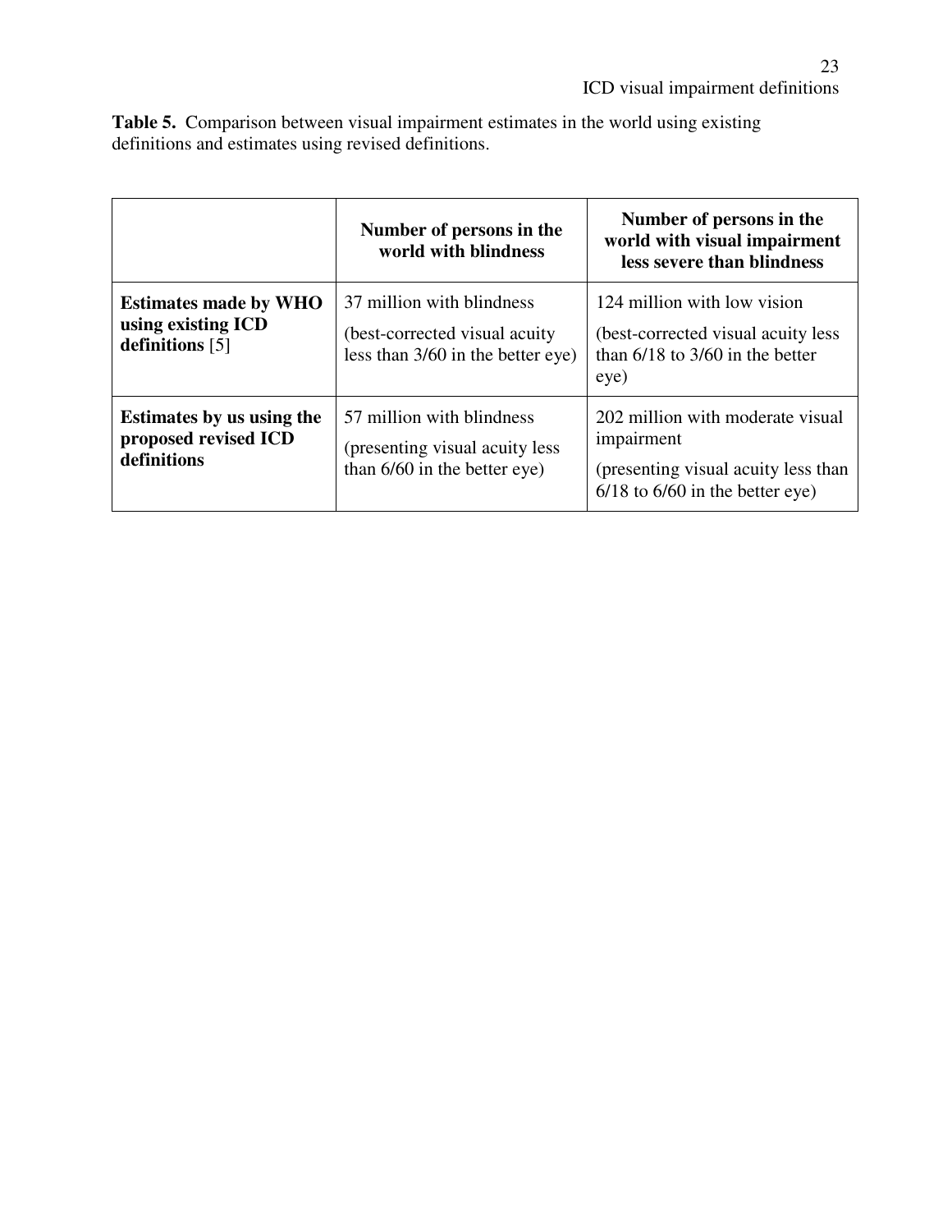**Table 5.** Comparison between visual impairment estimates in the world using existing definitions and estimates using revised definitions.

| | Number of persons in the world with blindness | Number of persons in the world with visual impairment less severe than blindness |
|---|---|---|
| **Estimates made by WHO using existing ICD definitions** [5] | 37 million with blindness (best-corrected visual acuity less than 3/60 in the better eye) | 124 million with low vision (best-corrected visual acuity less than 6/18 to 3/60 in the better eye) |
| **Estimates by us using the proposed revised ICD definitions** | 57 million with blindness (presenting visual acuity less than 6/60 in the better eye) | 202 million with moderate visual impairment (presenting visual acuity less than 6/18 to 6/60 in the better eye) |